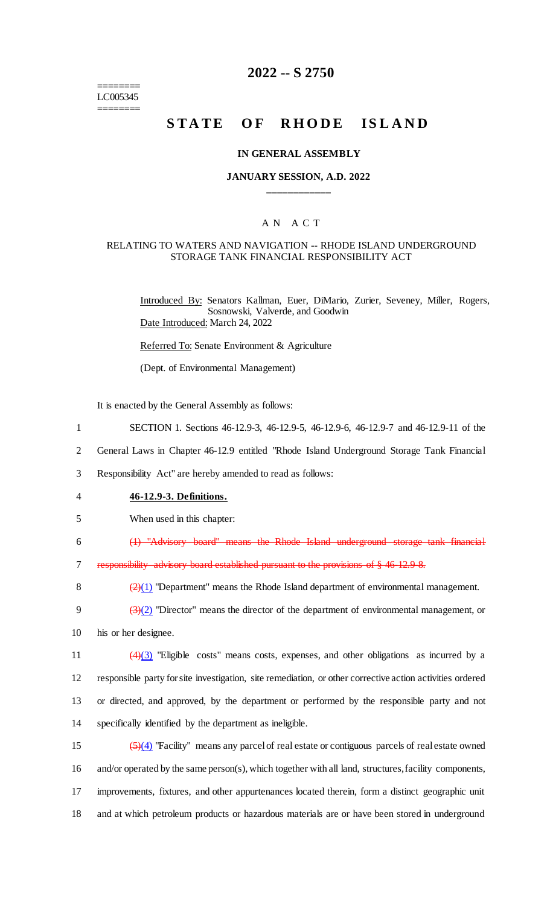# 2022 -- S 2750

========
LC005345
========

## STATE OF RHODE ISLAND

### IN GENERAL ASSEMBLY

### JANUARY SESSION, A.D. 2022

____________

A N A C T

RELATING TO WATERS AND NAVIGATION -- RHODE ISLAND UNDERGROUND STORAGE TANK FINANCIAL RESPONSIBILITY ACT

Introduced By: Senators Kallman, Euer, DiMario, Zurier, Seveney, Miller, Rogers, Sosnowski, Valverde, and Goodwin

Date Introduced: March 24, 2022

Referred To: Senate Environment & Agriculture

(Dept. of Environmental Management)

It is enacted by the General Assembly as follows:

1 SECTION 1. Sections 46-12.9-3, 46-12.9-5, 46-12.9-6, 46-12.9-7 and 46-12.9-11 of the
2 General Laws in Chapter 46-12.9 entitled "Rhode Island Underground Storage Tank Financial
3 Responsibility Act" are hereby amended to read as follows:

4 **46-12.9-3. Definitions.**

5 When used in this chapter:

6 ~~(1) "Advisory board" means the Rhode Island underground storage tank financial~~
7 ~~responsibility advisory board established pursuant to the provisions of § 46-12.9-8.~~

8 ~~(2)~~(1) "Department" means the Rhode Island department of environmental management.

9 ~~(3)~~(2) "Director" means the director of the department of environmental management, or
10 his or her designee.

11 ~~(4)~~(3) "Eligible costs" means costs, expenses, and other obligations as incurred by a
12 responsible party for site investigation, site remediation, or other corrective action activities ordered
13 or directed, and approved, by the department or performed by the responsible party and not
14 specifically identified by the department as ineligible.

15 ~~(5)~~(4) "Facility" means any parcel of real estate or contiguous parcels of real estate owned
16 and/or operated by the same person(s), which together with all land, structures, facility components,
17 improvements, fixtures, and other appurtenances located therein, form a distinct geographic unit
18 and at which petroleum products or hazardous materials are or have been stored in underground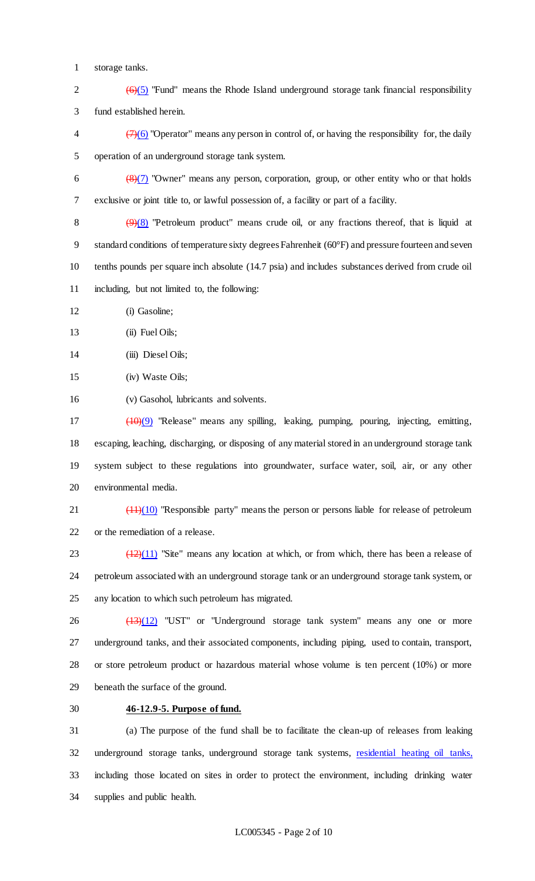storage tanks.

~~(6)~~(5) "Fund" means the Rhode Island underground storage tank financial responsibility fund established herein.

~~(7)~~(6) "Operator" means any person in control of, or having the responsibility for, the daily operation of an underground storage tank system.

~~(8)~~(7) "Owner" means any person, corporation, group, or other entity who or that holds exclusive or joint title to, or lawful possession of, a facility or part of a facility.

~~(9)~~(8) "Petroleum product" means crude oil, or any fractions thereof, that is liquid at standard conditions of temperature sixty degrees Fahrenheit (60°F) and pressure fourteen and seven tenths pounds per square inch absolute (14.7 psia) and includes substances derived from crude oil including, but not limited to, the following:

(i) Gasoline;

(ii) Fuel Oils;

(iii) Diesel Oils;

(iv) Waste Oils;

(v) Gasohol, lubricants and solvents.

~~(10)~~(9) "Release" means any spilling, leaking, pumping, pouring, injecting, emitting, escaping, leaching, discharging, or disposing of any material stored in an underground storage tank system subject to these regulations into groundwater, surface water, soil, air, or any other environmental media.

~~(11)~~(10) "Responsible party" means the person or persons liable for release of petroleum or the remediation of a release.

~~(12)~~(11) "Site" means any location at which, or from which, there has been a release of petroleum associated with an underground storage tank or an underground storage tank system, or any location to which such petroleum has migrated.

~~(13)~~(12) "UST" or "Underground storage tank system" means any one or more underground tanks, and their associated components, including piping, used to contain, transport, or store petroleum product or hazardous material whose volume is ten percent (10%) or more beneath the surface of the ground.

**46-12.9-5. Purpose of fund.**

(a) The purpose of the fund shall be to facilitate the clean-up of releases from leaking underground storage tanks, underground storage tank systems, residential heating oil tanks, including those located on sites in order to protect the environment, including drinking water supplies and public health.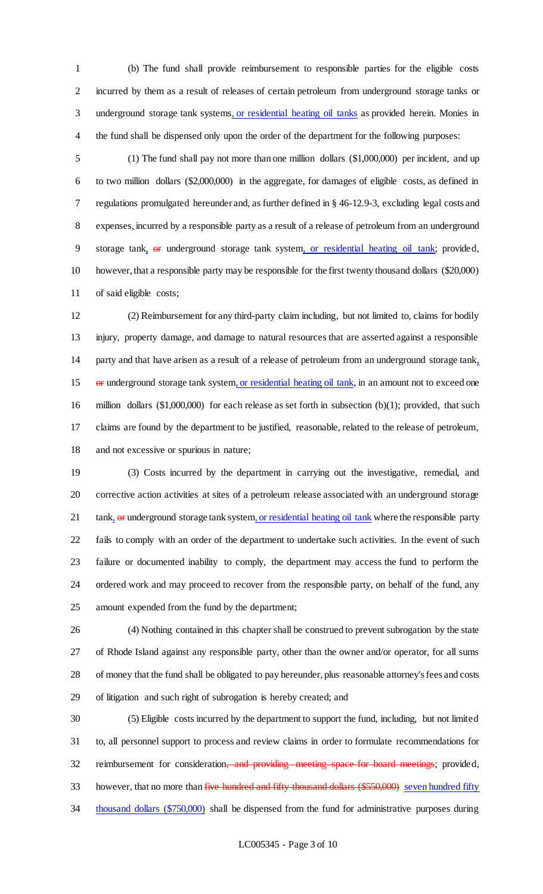(b) The fund shall provide reimbursement to responsible parties for the eligible costs incurred by them as a result of releases of certain petroleum from underground storage tanks or underground storage tank systems, or residential heating oil tanks as provided herein. Monies in the fund shall be dispensed only upon the order of the department for the following purposes:

(1) The fund shall pay not more than one million dollars ($1,000,000) per incident, and up to two million dollars ($2,000,000) in the aggregate, for damages of eligible costs, as defined in regulations promulgated hereunder and, as further defined in § 46-12.9-3, excluding legal costs and expenses, incurred by a responsible party as a result of a release of petroleum from an underground storage tank, ~~or~~ underground storage tank system, or residential heating oil tank; provided, however, that a responsible party may be responsible for the first twenty thousand dollars ($20,000) of said eligible costs;

(2) Reimbursement for any third-party claim including, but not limited to, claims for bodily injury, property damage, and damage to natural resources that are asserted against a responsible party and that have arisen as a result of a release of petroleum from an underground storage tank, ~~or~~ underground storage tank system, or residential heating oil tank, in an amount not to exceed one million dollars ($1,000,000) for each release as set forth in subsection (b)(1); provided, that such claims are found by the department to be justified, reasonable, related to the release of petroleum, and not excessive or spurious in nature;

(3) Costs incurred by the department in carrying out the investigative, remedial, and corrective action activities at sites of a petroleum release associated with an underground storage tank, ~~or~~ underground storage tank system, or residential heating oil tank where the responsible party fails to comply with an order of the department to undertake such activities. In the event of such failure or documented inability to comply, the department may access the fund to perform the ordered work and may proceed to recover from the responsible party, on behalf of the fund, any amount expended from the fund by the department;

(4) Nothing contained in this chapter shall be construed to prevent subrogation by the state of Rhode Island against any responsible party, other than the owner and/or operator, for all sums of money that the fund shall be obligated to pay hereunder, plus reasonable attorney's fees and costs of litigation and such right of subrogation is hereby created; and

(5) Eligible costs incurred by the department to support the fund, including, but not limited to, all personnel support to process and review claims in order to formulate recommendations for reimbursement for consideration~~, and providing meeting space for board meetings~~; provided, however, that no more than ~~five hundred and fifty thousand dollars ($550,000)~~ seven hundred fifty thousand dollars ($750,000) shall be dispensed from the fund for administrative purposes during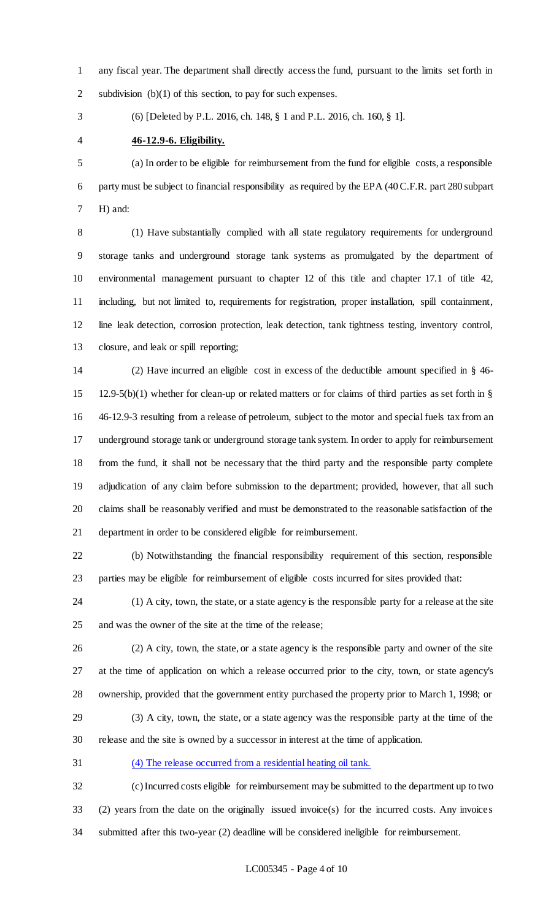any fiscal year. The department shall directly access the fund, pursuant to the limits set forth in subdivision (b)(1) of this section, to pay for such expenses.

(6) [Deleted by P.L. 2016, ch. 148, § 1 and P.L. 2016, ch. 160, § 1].

**46-12.9-6. Eligibility.**

(a) In order to be eligible for reimbursement from the fund for eligible costs, a responsible party must be subject to financial responsibility as required by the EPA (40 C.F.R. part 280 subpart H) and:

(1) Have substantially complied with all state regulatory requirements for underground storage tanks and underground storage tank systems as promulgated by the department of environmental management pursuant to chapter 12 of this title and chapter 17.1 of title 42, including, but not limited to, requirements for registration, proper installation, spill containment, line leak detection, corrosion protection, leak detection, tank tightness testing, inventory control, closure, and leak or spill reporting;

(2) Have incurred an eligible cost in excess of the deductible amount specified in § 46-12.9-5(b)(1) whether for clean-up or related matters or for claims of third parties as set forth in § 46-12.9-3 resulting from a release of petroleum, subject to the motor and special fuels tax from an underground storage tank or underground storage tank system. In order to apply for reimbursement from the fund, it shall not be necessary that the third party and the responsible party complete adjudication of any claim before submission to the department; provided, however, that all such claims shall be reasonably verified and must be demonstrated to the reasonable satisfaction of the department in order to be considered eligible for reimbursement.

(b) Notwithstanding the financial responsibility requirement of this section, responsible parties may be eligible for reimbursement of eligible costs incurred for sites provided that:

(1) A city, town, the state, or a state agency is the responsible party for a release at the site and was the owner of the site at the time of the release;

(2) A city, town, the state, or a state agency is the responsible party and owner of the site at the time of application on which a release occurred prior to the city, town, or state agency's ownership, provided that the government entity purchased the property prior to March 1, 1998; or

(3) A city, town, the state, or a state agency was the responsible party at the time of the release and the site is owned by a successor in interest at the time of application.

(4) The release occurred from a residential heating oil tank.

(c) Incurred costs eligible for reimbursement may be submitted to the department up to two (2) years from the date on the originally issued invoice(s) for the incurred costs. Any invoices submitted after this two-year (2) deadline will be considered ineligible for reimbursement.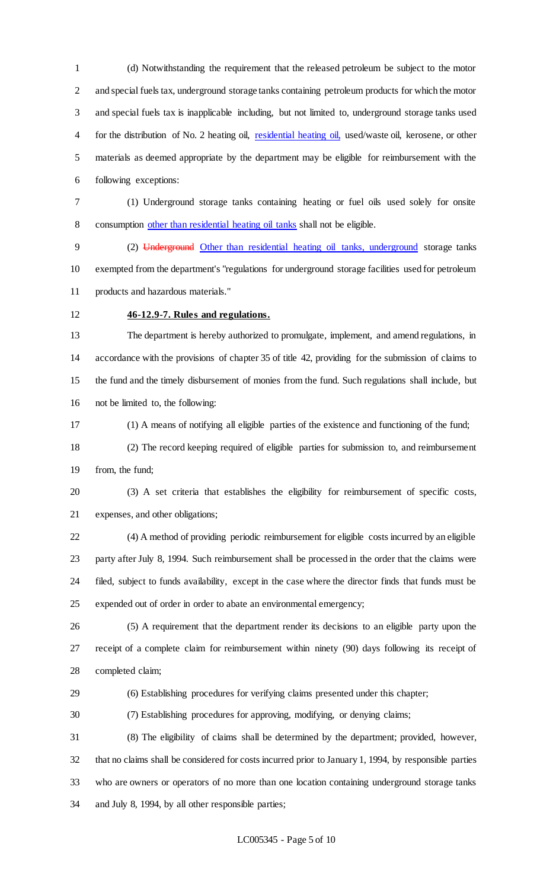(d) Notwithstanding the requirement that the released petroleum be subject to the motor and special fuels tax, underground storage tanks containing petroleum products for which the motor and special fuels tax is inapplicable including, but not limited to, underground storage tanks used for the distribution of No. 2 heating oil, residential heating oil, used/waste oil, kerosene, or other materials as deemed appropriate by the department may be eligible for reimbursement with the following exceptions:

(1) Underground storage tanks containing heating or fuel oils used solely for onsite consumption other than residential heating oil tanks shall not be eligible.

(2) ~~Underground~~ Other than residential heating oil tanks, underground storage tanks exempted from the department's "regulations for underground storage facilities used for petroleum products and hazardous materials."

**46-12.9-7. Rules and regulations.**

The department is hereby authorized to promulgate, implement, and amend regulations, in accordance with the provisions of chapter 35 of title 42, providing for the submission of claims to the fund and the timely disbursement of monies from the fund. Such regulations shall include, but not be limited to, the following:

(1) A means of notifying all eligible parties of the existence and functioning of the fund;

(2) The record keeping required of eligible parties for submission to, and reimbursement from, the fund;

(3) A set criteria that establishes the eligibility for reimbursement of specific costs, expenses, and other obligations;

(4) A method of providing periodic reimbursement for eligible costs incurred by an eligible party after July 8, 1994. Such reimbursement shall be processed in the order that the claims were filed, subject to funds availability, except in the case where the director finds that funds must be expended out of order in order to abate an environmental emergency;

(5) A requirement that the department render its decisions to an eligible party upon the receipt of a complete claim for reimbursement within ninety (90) days following its receipt of completed claim;

(6) Establishing procedures for verifying claims presented under this chapter;

(7) Establishing procedures for approving, modifying, or denying claims;

(8) The eligibility of claims shall be determined by the department; provided, however, that no claims shall be considered for costs incurred prior to January 1, 1994, by responsible parties who are owners or operators of no more than one location containing underground storage tanks and July 8, 1994, by all other responsible parties;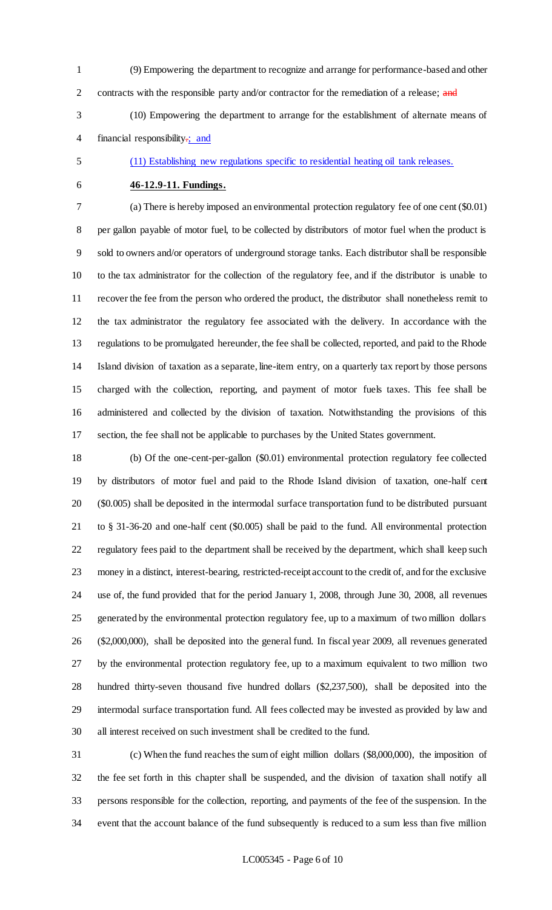(9) Empowering the department to recognize and arrange for performance-based and other contracts with the responsible party and/or contractor for the remediation of a release; ~~and~~

(10) Empowering the department to arrange for the establishment of alternate means of financial responsibility~~.~~<u>; and</u>

<u>(11) Establishing new regulations specific to residential heating oil tank releases.</u>

**46-12.9-11. Fundings.**

(a) There is hereby imposed an environmental protection regulatory fee of one cent ($0.01) per gallon payable of motor fuel, to be collected by distributors of motor fuel when the product is sold to owners and/or operators of underground storage tanks. Each distributor shall be responsible to the tax administrator for the collection of the regulatory fee, and if the distributor is unable to recover the fee from the person who ordered the product, the distributor shall nonetheless remit to the tax administrator the regulatory fee associated with the delivery. In accordance with the regulations to be promulgated hereunder, the fee shall be collected, reported, and paid to the Rhode Island division of taxation as a separate, line-item entry, on a quarterly tax report by those persons charged with the collection, reporting, and payment of motor fuels taxes. This fee shall be administered and collected by the division of taxation. Notwithstanding the provisions of this section, the fee shall not be applicable to purchases by the United States government.

(b) Of the one-cent-per-gallon ($0.01) environmental protection regulatory fee collected by distributors of motor fuel and paid to the Rhode Island division of taxation, one-half cent ($0.005) shall be deposited in the intermodal surface transportation fund to be distributed pursuant to § 31-36-20 and one-half cent ($0.005) shall be paid to the fund. All environmental protection regulatory fees paid to the department shall be received by the department, which shall keep such money in a distinct, interest-bearing, restricted-receipt account to the credit of, and for the exclusive use of, the fund provided that for the period January 1, 2008, through June 30, 2008, all revenues generated by the environmental protection regulatory fee, up to a maximum of two million dollars ($2,000,000), shall be deposited into the general fund. In fiscal year 2009, all revenues generated by the environmental protection regulatory fee, up to a maximum equivalent to two million two hundred thirty-seven thousand five hundred dollars ($2,237,500), shall be deposited into the intermodal surface transportation fund. All fees collected may be invested as provided by law and all interest received on such investment shall be credited to the fund.

(c) When the fund reaches the sum of eight million dollars ($8,000,000), the imposition of the fee set forth in this chapter shall be suspended, and the division of taxation shall notify all persons responsible for the collection, reporting, and payments of the fee of the suspension. In the event that the account balance of the fund subsequently is reduced to a sum less than five million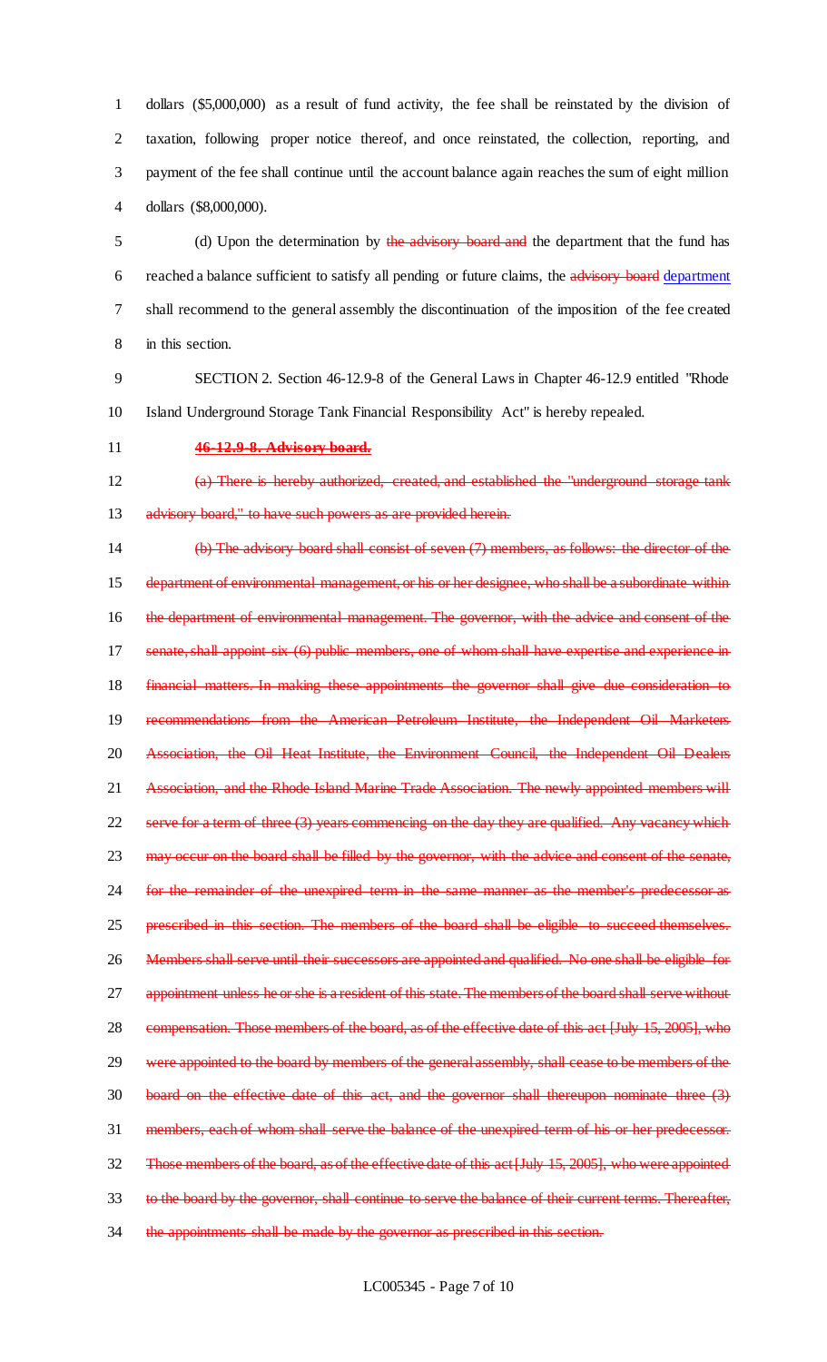dollars ($5,000,000) as a result of fund activity, the fee shall be reinstated by the division of taxation, following proper notice thereof, and once reinstated, the collection, reporting, and payment of the fee shall continue until the account balance again reaches the sum of eight million dollars ($8,000,000).

(d) Upon the determination by ~~the advisory board and~~ the department that the fund has reached a balance sufficient to satisfy all pending or future claims, the ~~advisory board~~ department shall recommend to the general assembly the discontinuation of the imposition of the fee created in this section.

SECTION 2. Section 46-12.9-8 of the General Laws in Chapter 46-12.9 entitled "Rhode Island Underground Storage Tank Financial Responsibility Act" is hereby repealed.

~~**46-12.9-8. Advisory board.**~~

~~(a) There is hereby authorized, created, and established the "underground storage tank advisory board," to have such powers as are provided herein.~~

~~(b) The advisory board shall consist of seven (7) members, as follows: the director of the department of environmental management, or his or her designee, who shall be a subordinate within the department of environmental management. The governor, with the advice and consent of the senate, shall appoint six (6) public members, one of whom shall have expertise and experience in financial matters. In making these appointments the governor shall give due consideration to recommendations from the American Petroleum Institute, the Independent Oil Marketers Association, the Oil Heat Institute, the Environment Council, the Independent Oil Dealers Association, and the Rhode Island Marine Trade Association. The newly appointed members will serve for a term of three (3) years commencing on the day they are qualified. Any vacancy which may occur on the board shall be filled by the governor, with the advice and consent of the senate, for the remainder of the unexpired term in the same manner as the member's predecessor as prescribed in this section. The members of the board shall be eligible to succeed themselves. Members shall serve until their successors are appointed and qualified. No one shall be eligible for appointment unless he or she is a resident of this state. The members of the board shall serve without compensation. Those members of the board, as of the effective date of this act [July 15, 2005], who were appointed to the board by members of the general assembly, shall cease to be members of the board on the effective date of this act, and the governor shall thereupon nominate three (3) members, each of whom shall serve the balance of the unexpired term of his or her predecessor. Those members of the board, as of the effective date of this act [July 15, 2005], who were appointed to the board by the governor, shall continue to serve the balance of their current terms. Thereafter, the appointments shall be made by the governor as prescribed in this section.~~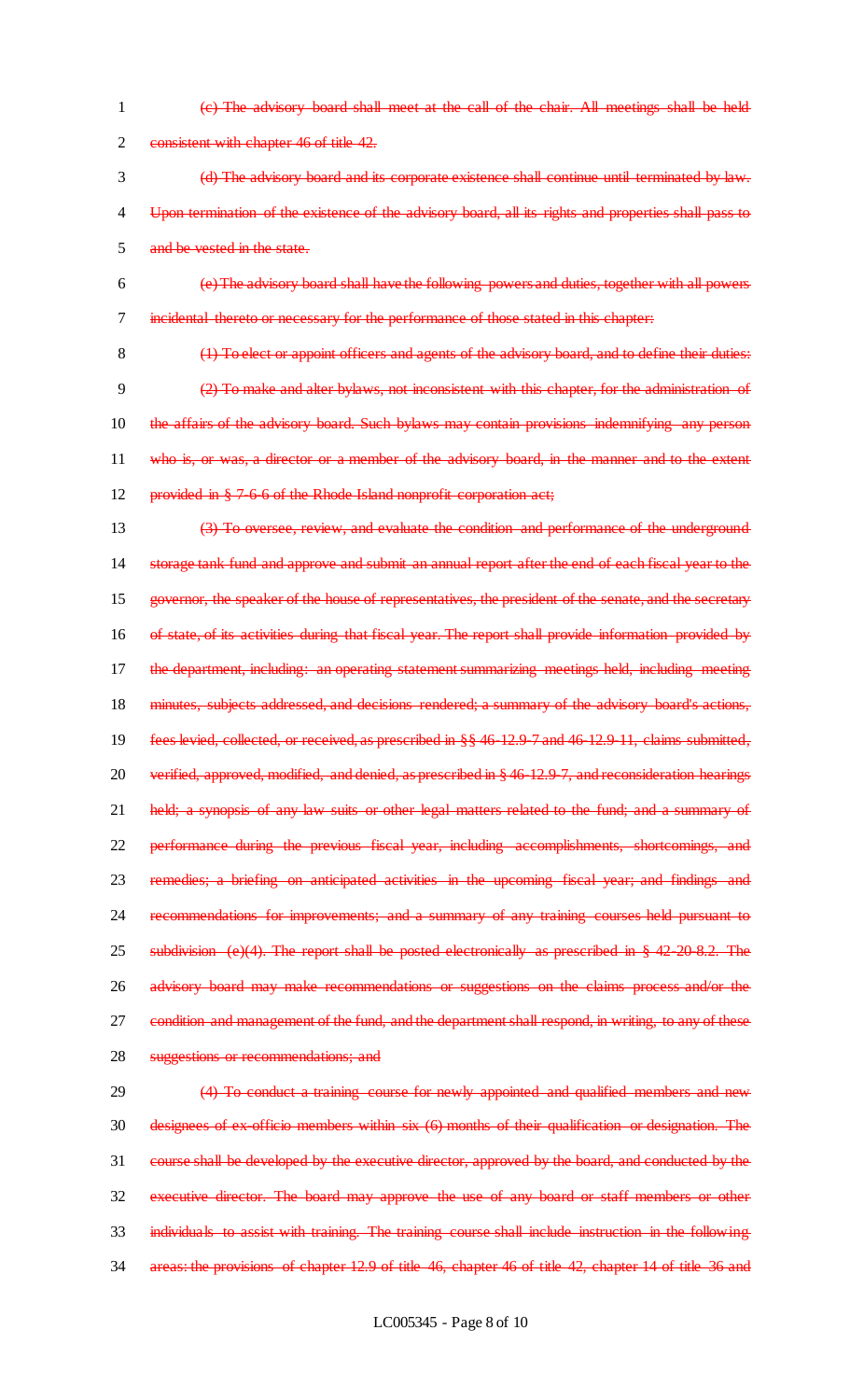(c) The advisory board shall meet at the call of the chair. All meetings shall be held consistent with chapter 46 of title 42.

(d) The advisory board and its corporate existence shall continue until terminated by law. Upon termination of the existence of the advisory board, all its rights and properties shall pass to and be vested in the state.

(e) The advisory board shall have the following powers and duties, together with all powers incidental thereto or necessary for the performance of those stated in this chapter:

(1) To elect or appoint officers and agents of the advisory board, and to define their duties;

(2) To make and alter bylaws, not inconsistent with this chapter, for the administration of the affairs of the advisory board. Such bylaws may contain provisions indemnifying any person who is, or was, a director or a member of the advisory board, in the manner and to the extent provided in § 7-6-6 of the Rhode Island nonprofit corporation act;

(3) To oversee, review, and evaluate the condition and performance of the underground storage tank fund and approve and submit an annual report after the end of each fiscal year to the governor, the speaker of the house of representatives, the president of the senate, and the secretary of state, of its activities during that fiscal year. The report shall provide information provided by the department, including: an operating statement summarizing meetings held, including meeting minutes, subjects addressed, and decisions rendered; a summary of the advisory board's actions, fees levied, collected, or received, as prescribed in §§ 46-12.9-7 and 46-12.9-11, claims submitted, verified, approved, modified, and denied, as prescribed in § 46-12.9-7, and reconsideration hearings held; a synopsis of any law suits or other legal matters related to the fund; and a summary of performance during the previous fiscal year, including accomplishments, shortcomings, and remedies; a briefing on anticipated activities in the upcoming fiscal year; and findings and recommendations for improvements; and a summary of any training courses held pursuant to subdivision (e)(4). The report shall be posted electronically as prescribed in § 42-20-8.2. The advisory board may make recommendations or suggestions on the claims process and/or the condition and management of the fund, and the department shall respond, in writing, to any of these suggestions or recommendations; and

(4) To conduct a training course for newly appointed and qualified members and new designees of ex-officio members within six (6) months of their qualification or designation. The course shall be developed by the executive director, approved by the board, and conducted by the executive director. The board may approve the use of any board or staff members or other individuals to assist with training. The training course shall include instruction in the following areas: the provisions of chapter 12.9 of title 46, chapter 46 of title 42, chapter 14 of title 36 and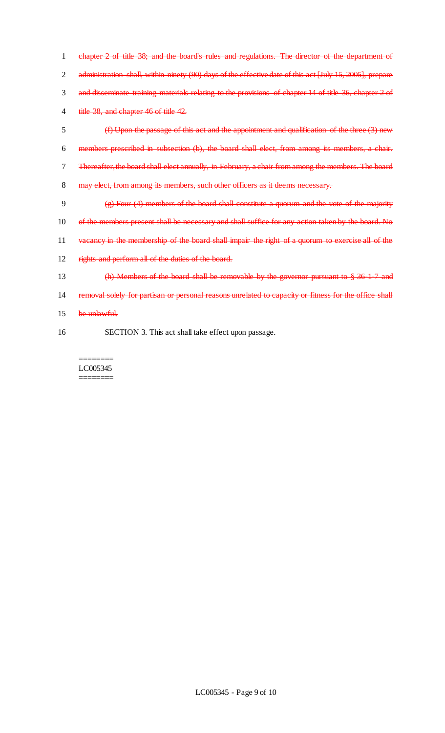~~chapter 2 of title 38; and the board's rules and regulations. The director of the department of administration shall, within ninety (90) days of the effective date of this act [July 15, 2005], prepare and disseminate training materials relating to the provisions of chapter 14 of title 36, chapter 2 of title 38, and chapter 46 of title 42.~~

~~(f) Upon the passage of this act and the appointment and qualification of the three (3) new members prescribed in subsection (b), the board shall elect, from among its members, a chair. Thereafter, the board shall elect annually, in February, a chair from among the members. The board may elect, from among its members, such other officers as it deems necessary.~~

~~(g) Four (4) members of the board shall constitute a quorum and the vote of the majority of the members present shall be necessary and shall suffice for any action taken by the board. No vacancy in the membership of the board shall impair the right of a quorum to exercise all of the rights and perform all of the duties of the board.~~

~~(h) Members of the board shall be removable by the governor pursuant to § 36-1-7 and removal solely for partisan or personal reasons unrelated to capacity or fitness for the office shall be unlawful.~~

SECTION 3. This act shall take effect upon passage.

========
LC005345
========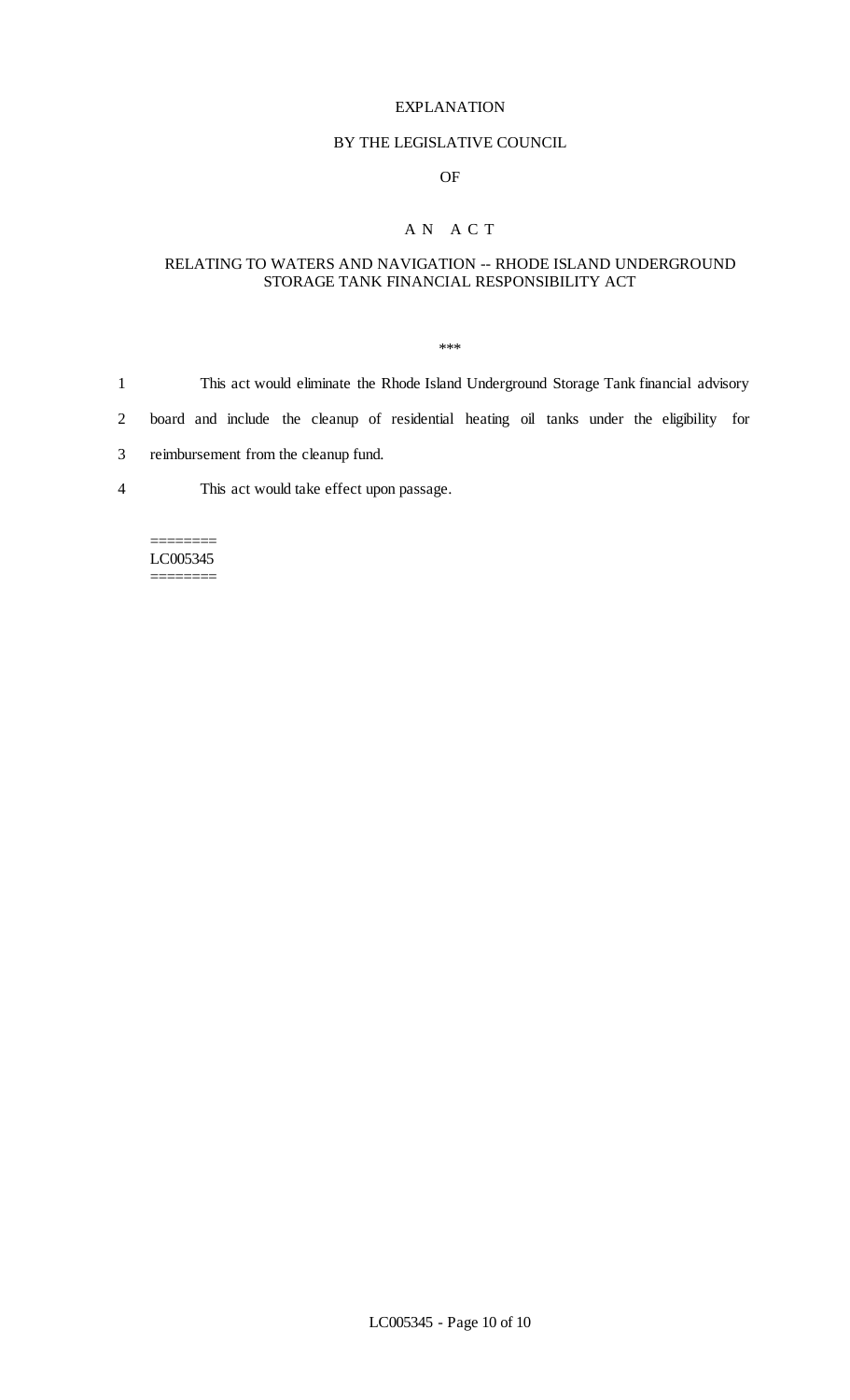EXPLANATION

BY THE LEGISLATIVE COUNCIL

OF

A N A C T

RELATING TO WATERS AND NAVIGATION -- RHODE ISLAND UNDERGROUND STORAGE TANK FINANCIAL RESPONSIBILITY ACT

\*\*\*

1 This act would eliminate the Rhode Island Underground Storage Tank financial advisory
2 board and include the cleanup of residential heating oil tanks under the eligibility for
3 reimbursement from the cleanup fund.
4 This act would take effect upon passage.

========
LC005345
========